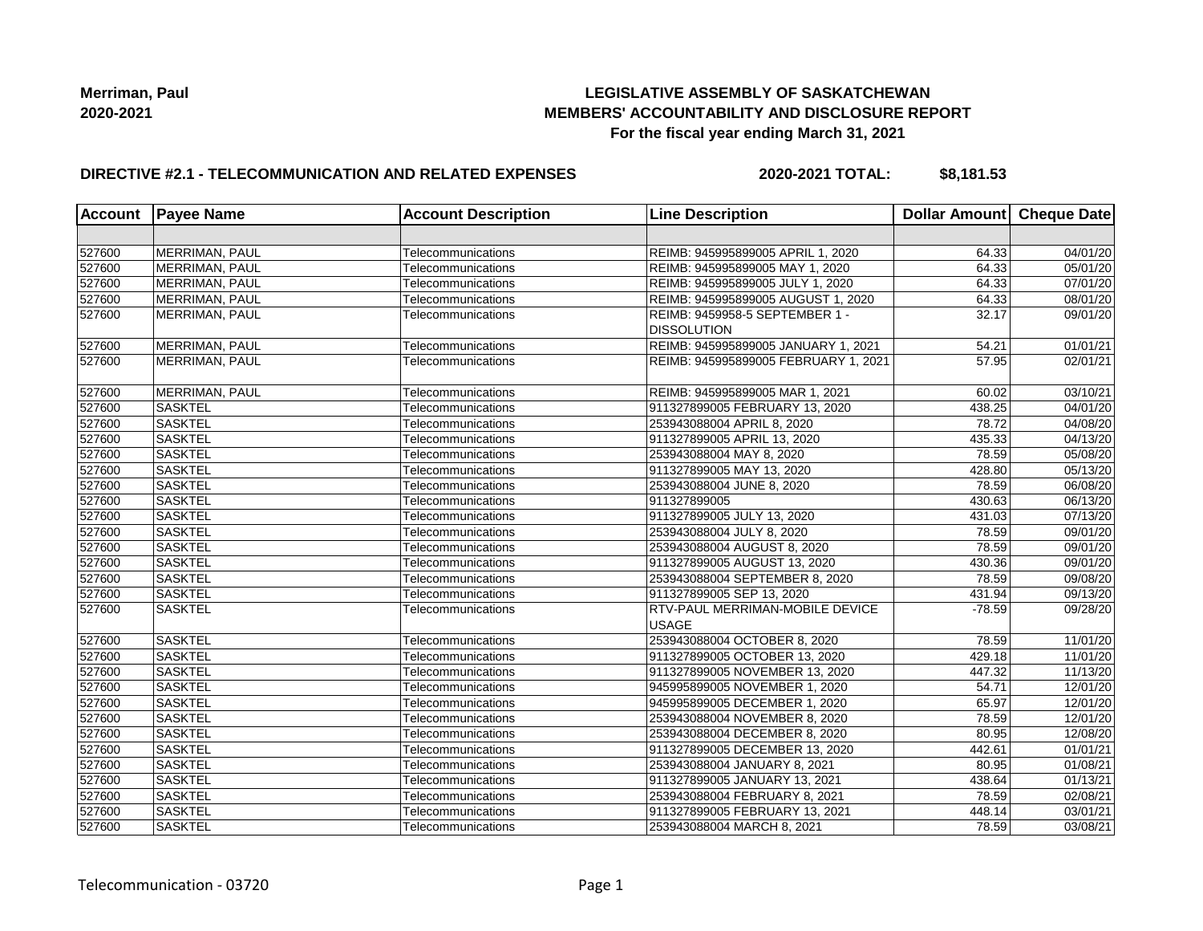**Merriman, Paul**
**2020-2021**

# LEGISLATIVE ASSEMBLY OF SASKATCHEWAN
## MEMBERS' ACCOUNTABILITY AND DISCLOSURE REPORT
### For the fiscal year ending March 31, 2021

**DIRECTIVE #2.1 - TELECOMMUNICATION AND RELATED EXPENSES** **2020-2021 TOTAL: $8,181.53**

| Account | Payee Name | Account Description | Line Description | Dollar Amount | Cheque Date |
|---|---|---|---|---|---|
| | | | | | |
| 527600 | MERRIMAN, PAUL | Telecommunications | REIMB: 945995899005 APRIL 1, 2020 | 64.33 | 04/01/20 |
| 527600 | MERRIMAN, PAUL | Telecommunications | REIMB: 945995899005 MAY 1, 2020 | 64.33 | 05/01/20 |
| 527600 | MERRIMAN, PAUL | Telecommunications | REIMB: 945995899005 JULY 1, 2020 | 64.33 | 07/01/20 |
| 527600 | MERRIMAN, PAUL | Telecommunications | REIMB: 945995899005 AUGUST 1, 2020 | 64.33 | 08/01/20 |
| 527600 | MERRIMAN, PAUL | Telecommunications | REIMB: 9459958-5 SEPTEMBER 1 - DISSOLUTION | 32.17 | 09/01/20 |
| 527600 | MERRIMAN, PAUL | Telecommunications | REIMB: 945995899005 JANUARY 1, 2021 | 54.21 | 01/01/21 |
| 527600 | MERRIMAN, PAUL | Telecommunications | REIMB: 945995899005 FEBRUARY 1, 2021 | 57.95 | 02/01/21 |
| 527600 | MERRIMAN, PAUL | Telecommunications | REIMB: 945995899005 MAR 1, 2021 | 60.02 | 03/10/21 |
| 527600 | SASKTEL | Telecommunications | 911327899005 FEBRUARY 13, 2020 | 438.25 | 04/01/20 |
| 527600 | SASKTEL | Telecommunications | 253943088004 APRIL 8, 2020 | 78.72 | 04/08/20 |
| 527600 | SASKTEL | Telecommunications | 911327899005 APRIL 13, 2020 | 435.33 | 04/13/20 |
| 527600 | SASKTEL | Telecommunications | 253943088004 MAY 8, 2020 | 78.59 | 05/08/20 |
| 527600 | SASKTEL | Telecommunications | 911327899005 MAY 13, 2020 | 428.80 | 05/13/20 |
| 527600 | SASKTEL | Telecommunications | 253943088004 JUNE 8, 2020 | 78.59 | 06/08/20 |
| 527600 | SASKTEL | Telecommunications | 911327899005 | 430.63 | 06/13/20 |
| 527600 | SASKTEL | Telecommunications | 911327899005 JULY 13, 2020 | 431.03 | 07/13/20 |
| 527600 | SASKTEL | Telecommunications | 253943088004 JULY 8, 2020 | 78.59 | 09/01/20 |
| 527600 | SASKTEL | Telecommunications | 253943088004 AUGUST 8, 2020 | 78.59 | 09/01/20 |
| 527600 | SASKTEL | Telecommunications | 911327899005 AUGUST 13, 2020 | 430.36 | 09/01/20 |
| 527600 | SASKTEL | Telecommunications | 253943088004 SEPTEMBER 8, 2020 | 78.59 | 09/08/20 |
| 527600 | SASKTEL | Telecommunications | 911327899005 SEP 13, 2020 | 431.94 | 09/13/20 |
| 527600 | SASKTEL | Telecommunications | RTV-PAUL MERRIMAN-MOBILE DEVICE USAGE | -78.59 | 09/28/20 |
| 527600 | SASKTEL | Telecommunications | 253943088004 OCTOBER 8, 2020 | 78.59 | 11/01/20 |
| 527600 | SASKTEL | Telecommunications | 911327899005 OCTOBER 13, 2020 | 429.18 | 11/01/20 |
| 527600 | SASKTEL | Telecommunications | 911327899005 NOVEMBER 13, 2020 | 447.32 | 11/13/20 |
| 527600 | SASKTEL | Telecommunications | 945995899005 NOVEMBER 1, 2020 | 54.71 | 12/01/20 |
| 527600 | SASKTEL | Telecommunications | 945995899005 DECEMBER 1, 2020 | 65.97 | 12/01/20 |
| 527600 | SASKTEL | Telecommunications | 253943088004 NOVEMBER 8, 2020 | 78.59 | 12/01/20 |
| 527600 | SASKTEL | Telecommunications | 253943088004 DECEMBER 8, 2020 | 80.95 | 12/08/20 |
| 527600 | SASKTEL | Telecommunications | 911327899005 DECEMBER 13, 2020 | 442.61 | 01/01/21 |
| 527600 | SASKTEL | Telecommunications | 253943088004 JANUARY 8, 2021 | 80.95 | 01/08/21 |
| 527600 | SASKTEL | Telecommunications | 911327899005 JANUARY 13, 2021 | 438.64 | 01/13/21 |
| 527600 | SASKTEL | Telecommunications | 253943088004 FEBRUARY 8, 2021 | 78.59 | 02/08/21 |
| 527600 | SASKTEL | Telecommunications | 911327899005 FEBRUARY 13, 2021 | 448.14 | 03/01/21 |
| 527600 | SASKTEL | Telecommunications | 253943088004 MARCH 8, 2021 | 78.59 | 03/08/21 |

Telecommunication - 03720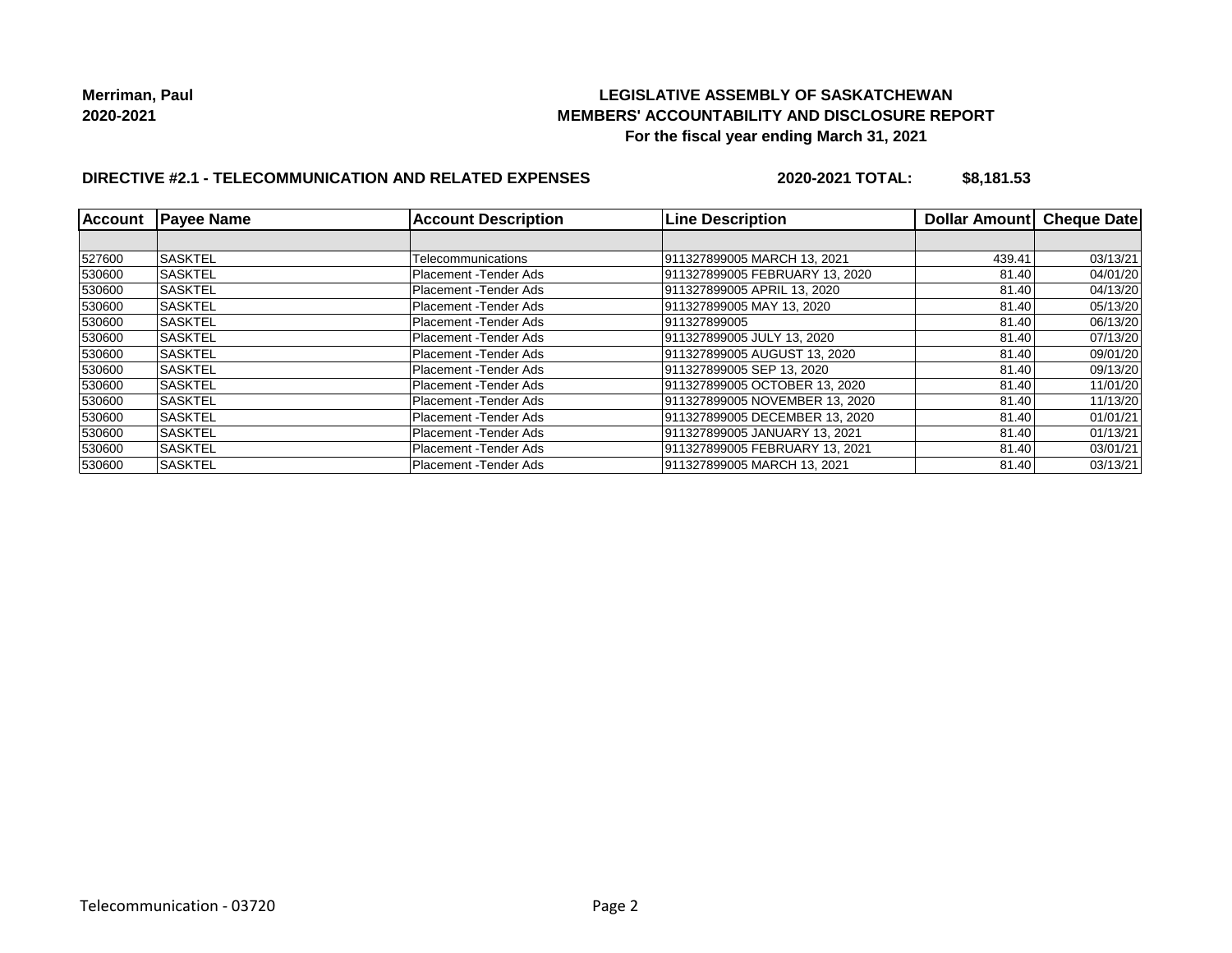**Merriman, Paul**
**2020-2021**

# LEGISLATIVE ASSEMBLY OF SASKATCHEWAN
## MEMBERS' ACCOUNTABILITY AND DISCLOSURE REPORT
### For the fiscal year ending March 31, 2021

**DIRECTIVE #2.1 - TELECOMMUNICATION AND RELATED EXPENSES** **2020-2021 TOTAL: $8,181.53**

| Account | Payee Name | Account Description | Line Description | Dollar Amount | Cheque Date |
|---|---|---|---|---|---|
| | | | | | |
| 527600 | SASKTEL | Telecommunications | 911327899005 MARCH 13, 2021 | 439.41 | 03/13/21 |
| 530600 | SASKTEL | Placement -Tender Ads | 911327899005 FEBRUARY 13, 2020 | 81.40 | 04/01/20 |
| 530600 | SASKTEL | Placement -Tender Ads | 911327899005 APRIL 13, 2020 | 81.40 | 04/13/20 |
| 530600 | SASKTEL | Placement -Tender Ads | 911327899005 MAY 13, 2020 | 81.40 | 05/13/20 |
| 530600 | SASKTEL | Placement -Tender Ads | 911327899005 | 81.40 | 06/13/20 |
| 530600 | SASKTEL | Placement -Tender Ads | 911327899005 JULY 13, 2020 | 81.40 | 07/13/20 |
| 530600 | SASKTEL | Placement -Tender Ads | 911327899005 AUGUST 13, 2020 | 81.40 | 09/01/20 |
| 530600 | SASKTEL | Placement -Tender Ads | 911327899005 SEP 13, 2020 | 81.40 | 09/13/20 |
| 530600 | SASKTEL | Placement -Tender Ads | 911327899005 OCTOBER 13, 2020 | 81.40 | 11/01/20 |
| 530600 | SASKTEL | Placement -Tender Ads | 911327899005 NOVEMBER 13, 2020 | 81.40 | 11/13/20 |
| 530600 | SASKTEL | Placement -Tender Ads | 911327899005 DECEMBER 13, 2020 | 81.40 | 01/01/21 |
| 530600 | SASKTEL | Placement -Tender Ads | 911327899005 JANUARY 13, 2021 | 81.40 | 01/13/21 |
| 530600 | SASKTEL | Placement -Tender Ads | 911327899005 FEBRUARY 13, 2021 | 81.40 | 03/01/21 |
| 530600 | SASKTEL | Placement -Tender Ads | 911327899005 MARCH 13, 2021 | 81.40 | 03/13/21 |

Telecommunication - 03720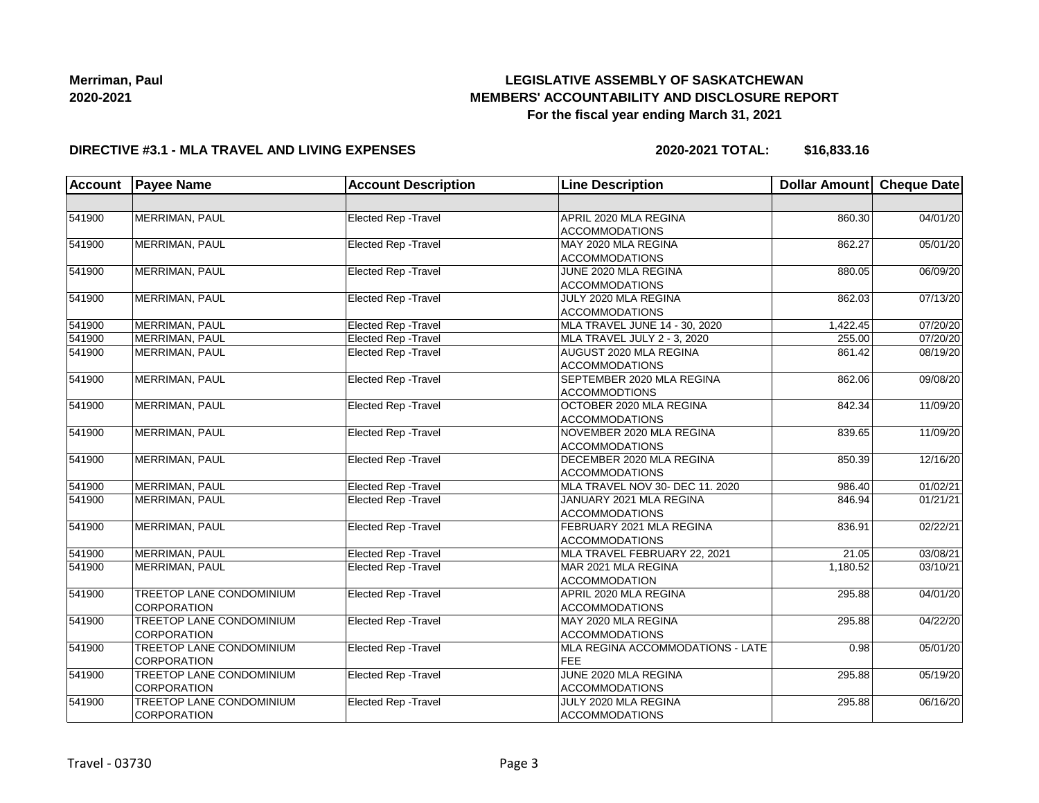**Merriman, Paul**
**2020-2021**

# LEGISLATIVE ASSEMBLY OF SASKATCHEWAN
## MEMBERS' ACCOUNTABILITY AND DISCLOSURE REPORT
### For the fiscal year ending March 31, 2021

**DIRECTIVE #3.1 - MLA TRAVEL AND LIVING EXPENSES** **2020-2021 TOTAL: $16,833.16**

| Account | Payee Name | Account Description | Line Description | Dollar Amount | Cheque Date |
|---|---|---|---|---|---|
| | | | | | |
| 541900 | MERRIMAN, PAUL | Elected Rep -Travel | APRIL 2020 MLA REGINA ACCOMMODATIONS | 860.30 | 04/01/20 |
| 541900 | MERRIMAN, PAUL | Elected Rep -Travel | MAY 2020 MLA REGINA ACCOMMODATIONS | 862.27 | 05/01/20 |
| 541900 | MERRIMAN, PAUL | Elected Rep -Travel | JUNE 2020 MLA REGINA ACCOMMODATIONS | 880.05 | 06/09/20 |
| 541900 | MERRIMAN, PAUL | Elected Rep -Travel | JULY 2020 MLA REGINA ACCOMMODATIONS | 862.03 | 07/13/20 |
| 541900 | MERRIMAN, PAUL | Elected Rep -Travel | MLA TRAVEL JUNE 14 - 30, 2020 | 1,422.45 | 07/20/20 |
| 541900 | MERRIMAN, PAUL | Elected Rep -Travel | MLA TRAVEL JULY 2 - 3, 2020 | 255.00 | 07/20/20 |
| 541900 | MERRIMAN, PAUL | Elected Rep -Travel | AUGUST 2020 MLA REGINA ACCOMMODATIONS | 861.42 | 08/19/20 |
| 541900 | MERRIMAN, PAUL | Elected Rep -Travel | SEPTEMBER 2020 MLA REGINA ACCOMMODTIONS | 862.06 | 09/08/20 |
| 541900 | MERRIMAN, PAUL | Elected Rep -Travel | OCTOBER 2020 MLA REGINA ACCOMMODATIONS | 842.34 | 11/09/20 |
| 541900 | MERRIMAN, PAUL | Elected Rep -Travel | NOVEMBER 2020 MLA REGINA ACCOMMODATIONS | 839.65 | 11/09/20 |
| 541900 | MERRIMAN, PAUL | Elected Rep -Travel | DECEMBER 2020 MLA REGINA ACCOMMODATIONS | 850.39 | 12/16/20 |
| 541900 | MERRIMAN, PAUL | Elected Rep -Travel | MLA TRAVEL NOV 30- DEC 11. 2020 | 986.40 | 01/02/21 |
| 541900 | MERRIMAN, PAUL | Elected Rep -Travel | JANUARY 2021 MLA REGINA ACCOMMODATIONS | 846.94 | 01/21/21 |
| 541900 | MERRIMAN, PAUL | Elected Rep -Travel | FEBRUARY 2021 MLA REGINA ACCOMMODATIONS | 836.91 | 02/22/21 |
| 541900 | MERRIMAN, PAUL | Elected Rep -Travel | MLA TRAVEL FEBRUARY 22, 2021 | 21.05 | 03/08/21 |
| 541900 | MERRIMAN, PAUL | Elected Rep -Travel | MAR 2021 MLA REGINA ACCOMMODATION | 1,180.52 | 03/10/21 |
| 541900 | TREETOP LANE CONDOMINIUM CORPORATION | Elected Rep -Travel | APRIL 2020 MLA REGINA ACCOMMODATIONS | 295.88 | 04/01/20 |
| 541900 | TREETOP LANE CONDOMINIUM CORPORATION | Elected Rep -Travel | MAY 2020 MLA REGINA ACCOMMODATIONS | 295.88 | 04/22/20 |
| 541900 | TREETOP LANE CONDOMINIUM CORPORATION | Elected Rep -Travel | MLA REGINA ACCOMMODATIONS - LATE FEE | 0.98 | 05/01/20 |
| 541900 | TREETOP LANE CONDOMINIUM CORPORATION | Elected Rep -Travel | JUNE 2020 MLA REGINA ACCOMMODATIONS | 295.88 | 05/19/20 |
| 541900 | TREETOP LANE CONDOMINIUM CORPORATION | Elected Rep -Travel | JULY 2020 MLA REGINA ACCOMMODATIONS | 295.88 | 06/16/20 |

Travel - 03730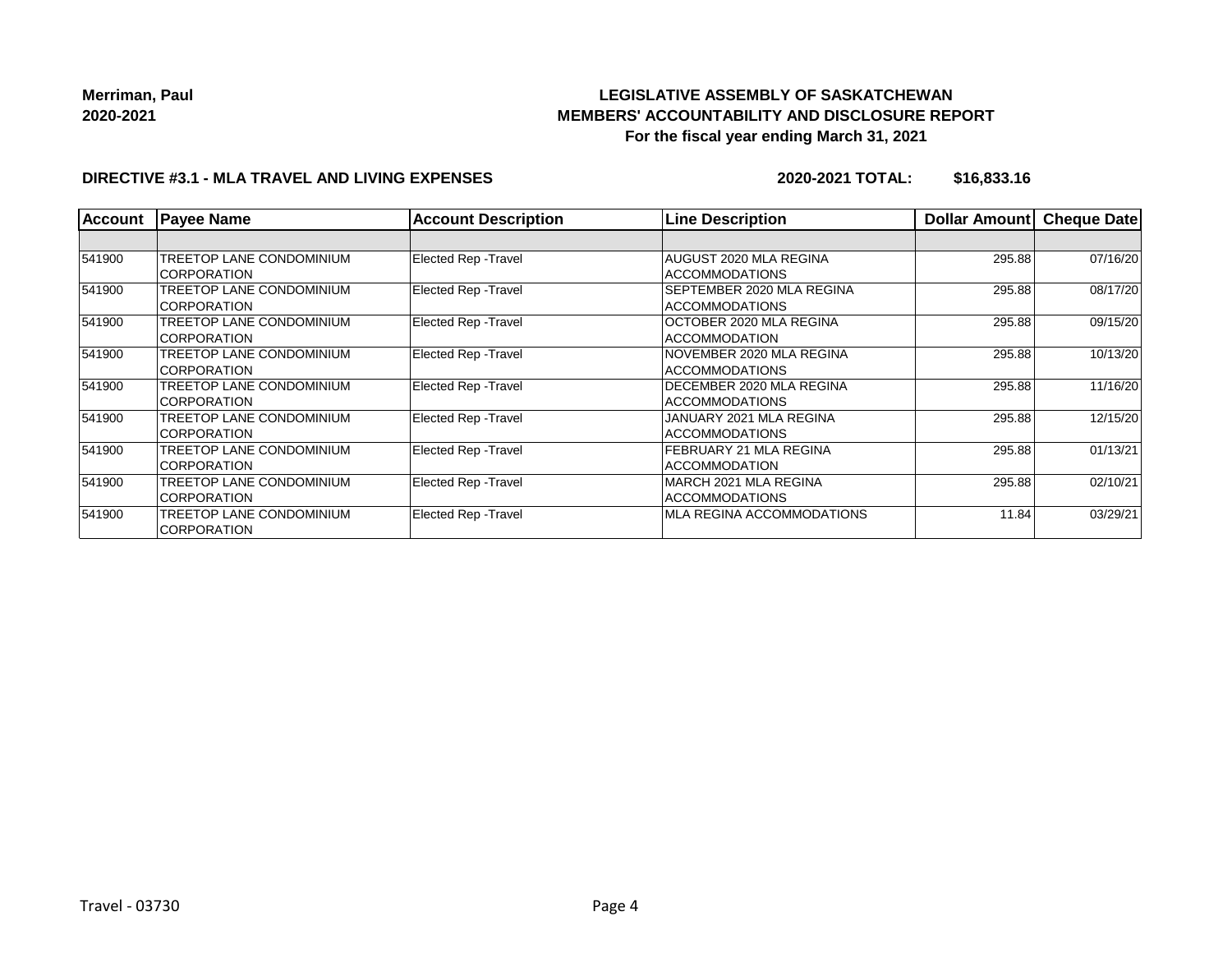**Merriman, Paul**
**2020-2021**

# LEGISLATIVE ASSEMBLY OF SASKATCHEWAN
## MEMBERS' ACCOUNTABILITY AND DISCLOSURE REPORT
### For the fiscal year ending March 31, 2021

**DIRECTIVE #3.1 - MLA TRAVEL AND LIVING EXPENSES** **2020-2021 TOTAL: $16,833.16**

| Account | Payee Name | Account Description | Line Description | Dollar Amount | Cheque Date |
|---|---|---|---|---|---|
| | | | | | |
| 541900 | TREETOP LANE CONDOMINIUM CORPORATION | Elected Rep -Travel | AUGUST 2020 MLA REGINA ACCOMMODATIONS | 295.88 | 07/16/20 |
| 541900 | TREETOP LANE CONDOMINIUM CORPORATION | Elected Rep -Travel | SEPTEMBER 2020 MLA REGINA ACCOMMODATIONS | 295.88 | 08/17/20 |
| 541900 | TREETOP LANE CONDOMINIUM CORPORATION | Elected Rep -Travel | OCTOBER 2020 MLA REGINA ACCOMMODATION | 295.88 | 09/15/20 |
| 541900 | TREETOP LANE CONDOMINIUM CORPORATION | Elected Rep -Travel | NOVEMBER 2020 MLA REGINA ACCOMMODATIONS | 295.88 | 10/13/20 |
| 541900 | TREETOP LANE CONDOMINIUM CORPORATION | Elected Rep -Travel | DECEMBER 2020 MLA REGINA ACCOMMODATIONS | 295.88 | 11/16/20 |
| 541900 | TREETOP LANE CONDOMINIUM CORPORATION | Elected Rep -Travel | JANUARY 2021 MLA REGINA ACCOMMODATIONS | 295.88 | 12/15/20 |
| 541900 | TREETOP LANE CONDOMINIUM CORPORATION | Elected Rep -Travel | FEBRUARY 21 MLA REGINA ACCOMMODATION | 295.88 | 01/13/21 |
| 541900 | TREETOP LANE CONDOMINIUM CORPORATION | Elected Rep -Travel | MARCH 2021 MLA REGINA ACCOMMODATIONS | 295.88 | 02/10/21 |
| 541900 | TREETOP LANE CONDOMINIUM CORPORATION | Elected Rep -Travel | MLA REGINA ACCOMMODATIONS | 11.84 | 03/29/21 |

Travel - 03730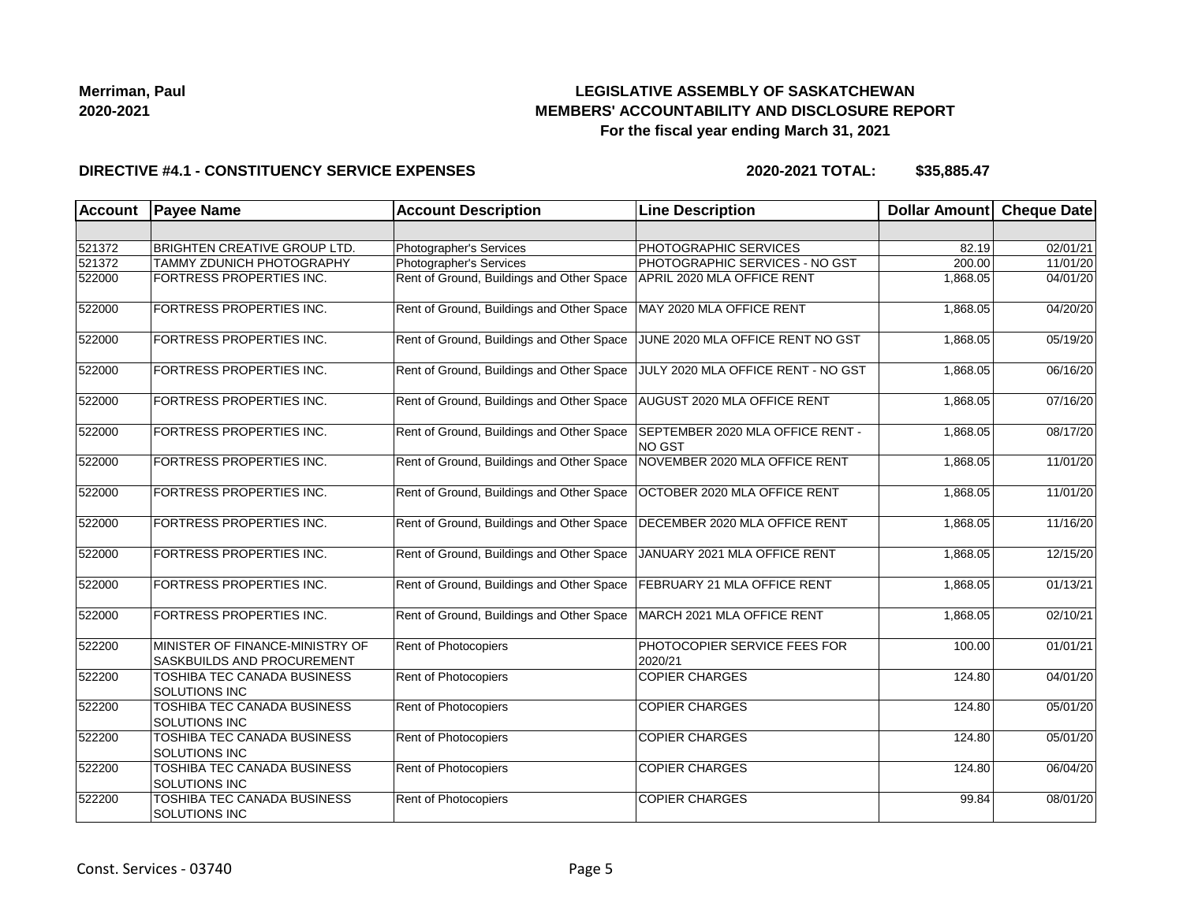**Merriman, Paul**
**2020-2021**

# LEGISLATIVE ASSEMBLY OF SASKATCHEWAN
## MEMBERS' ACCOUNTABILITY AND DISCLOSURE REPORT
### For the fiscal year ending March 31, 2021

**DIRECTIVE #4.1 - CONSTITUENCY SERVICE EXPENSES** **2020-2021 TOTAL: $35,885.47**

| Account | Payee Name | Account Description | Line Description | Dollar Amount | Cheque Date |
|---|---|---|---|---|---|
| | | | | | |
| 521372 | BRIGHTEN CREATIVE GROUP LTD. | Photographer's Services | PHOTOGRAPHIC SERVICES | 82.19 | 02/01/21 |
| 521372 | TAMMY ZDUNICH PHOTOGRAPHY | Photographer's Services | PHOTOGRAPHIC SERVICES - NO GST | 200.00 | 11/01/20 |
| 522000 | FORTRESS PROPERTIES INC. | Rent of Ground, Buildings and Other Space | APRIL 2020 MLA OFFICE RENT | 1,868.05 | 04/01/20 |
| 522000 | FORTRESS PROPERTIES INC. | Rent of Ground, Buildings and Other Space | MAY 2020 MLA OFFICE RENT | 1,868.05 | 04/20/20 |
| 522000 | FORTRESS PROPERTIES INC. | Rent of Ground, Buildings and Other Space | JUNE 2020 MLA OFFICE RENT NO GST | 1,868.05 | 05/19/20 |
| 522000 | FORTRESS PROPERTIES INC. | Rent of Ground, Buildings and Other Space | JULY 2020 MLA OFFICE RENT - NO GST | 1,868.05 | 06/16/20 |
| 522000 | FORTRESS PROPERTIES INC. | Rent of Ground, Buildings and Other Space | AUGUST 2020 MLA OFFICE RENT | 1,868.05 | 07/16/20 |
| 522000 | FORTRESS PROPERTIES INC. | Rent of Ground, Buildings and Other Space | SEPTEMBER 2020 MLA OFFICE RENT - NO GST | 1,868.05 | 08/17/20 |
| 522000 | FORTRESS PROPERTIES INC. | Rent of Ground, Buildings and Other Space | NOVEMBER 2020 MLA OFFICE RENT | 1,868.05 | 11/01/20 |
| 522000 | FORTRESS PROPERTIES INC. | Rent of Ground, Buildings and Other Space | OCTOBER 2020 MLA OFFICE RENT | 1,868.05 | 11/01/20 |
| 522000 | FORTRESS PROPERTIES INC. | Rent of Ground, Buildings and Other Space | DECEMBER 2020 MLA OFFICE RENT | 1,868.05 | 11/16/20 |
| 522000 | FORTRESS PROPERTIES INC. | Rent of Ground, Buildings and Other Space | JANUARY 2021 MLA OFFICE RENT | 1,868.05 | 12/15/20 |
| 522000 | FORTRESS PROPERTIES INC. | Rent of Ground, Buildings and Other Space | FEBRUARY 21 MLA OFFICE RENT | 1,868.05 | 01/13/21 |
| 522000 | FORTRESS PROPERTIES INC. | Rent of Ground, Buildings and Other Space | MARCH 2021 MLA OFFICE RENT | 1,868.05 | 02/10/21 |
| 522200 | MINISTER OF FINANCE-MINISTRY OF SASKBUILDS AND PROCUREMENT | Rent of Photocopiers | PHOTOCOPIER SERVICE FEES FOR 2020/21 | 100.00 | 01/01/21 |
| 522200 | TOSHIBA TEC CANADA BUSINESS SOLUTIONS INC | Rent of Photocopiers | COPIER CHARGES | 124.80 | 04/01/20 |
| 522200 | TOSHIBA TEC CANADA BUSINESS SOLUTIONS INC | Rent of Photocopiers | COPIER CHARGES | 124.80 | 05/01/20 |
| 522200 | TOSHIBA TEC CANADA BUSINESS SOLUTIONS INC | Rent of Photocopiers | COPIER CHARGES | 124.80 | 05/01/20 |
| 522200 | TOSHIBA TEC CANADA BUSINESS SOLUTIONS INC | Rent of Photocopiers | COPIER CHARGES | 124.80 | 06/04/20 |
| 522200 | TOSHIBA TEC CANADA BUSINESS SOLUTIONS INC | Rent of Photocopiers | COPIER CHARGES | 99.84 | 08/01/20 |

Const. Services - 03740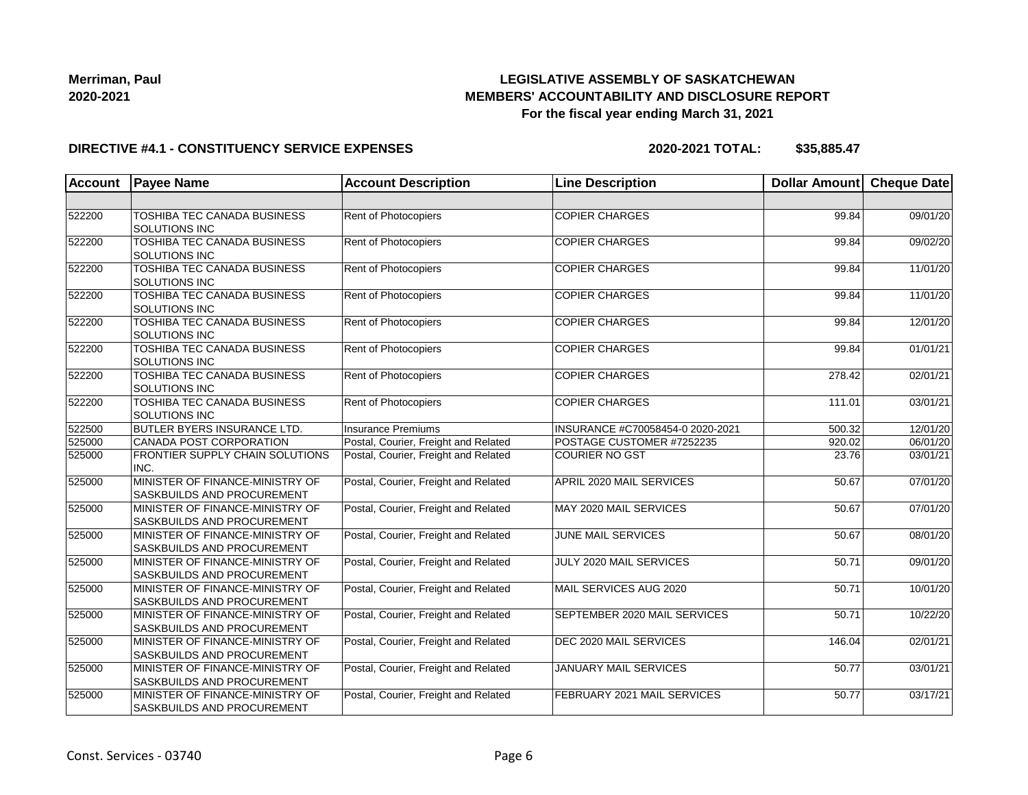**Merriman, Paul**
**2020-2021**

**LEGISLATIVE ASSEMBLY OF SASKATCHEWAN**
**MEMBERS' ACCOUNTABILITY AND DISCLOSURE REPORT**
**For the fiscal year ending March 31, 2021**

**DIRECTIVE #4.1 - CONSTITUENCY SERVICE EXPENSES** **2020-2021 TOTAL: $35,885.47**

| Account | Payee Name | Account Description | Line Description | Dollar Amount | Cheque Date |
|---|---|---|---|---|---|
| | | | | | |
| 522200 | TOSHIBA TEC CANADA BUSINESS SOLUTIONS INC | Rent of Photocopiers | COPIER CHARGES | 99.84 | 09/01/20 |
| 522200 | TOSHIBA TEC CANADA BUSINESS SOLUTIONS INC | Rent of Photocopiers | COPIER CHARGES | 99.84 | 09/02/20 |
| 522200 | TOSHIBA TEC CANADA BUSINESS SOLUTIONS INC | Rent of Photocopiers | COPIER CHARGES | 99.84 | 11/01/20 |
| 522200 | TOSHIBA TEC CANADA BUSINESS SOLUTIONS INC | Rent of Photocopiers | COPIER CHARGES | 99.84 | 11/01/20 |
| 522200 | TOSHIBA TEC CANADA BUSINESS SOLUTIONS INC | Rent of Photocopiers | COPIER CHARGES | 99.84 | 12/01/20 |
| 522200 | TOSHIBA TEC CANADA BUSINESS SOLUTIONS INC | Rent of Photocopiers | COPIER CHARGES | 99.84 | 01/01/21 |
| 522200 | TOSHIBA TEC CANADA BUSINESS SOLUTIONS INC | Rent of Photocopiers | COPIER CHARGES | 278.42 | 02/01/21 |
| 522200 | TOSHIBA TEC CANADA BUSINESS SOLUTIONS INC | Rent of Photocopiers | COPIER CHARGES | 111.01 | 03/01/21 |
| 522500 | BUTLER BYERS INSURANCE LTD. | Insurance Premiums | INSURANCE #C70058454-0 2020-2021 | 500.32 | 12/01/20 |
| 525000 | CANADA POST CORPORATION | Postal, Courier, Freight and Related | POSTAGE CUSTOMER #7252235 | 920.02 | 06/01/20 |
| 525000 | FRONTIER SUPPLY CHAIN SOLUTIONS INC. | Postal, Courier, Freight and Related | COURIER NO GST | 23.76 | 03/01/21 |
| 525000 | MINISTER OF FINANCE-MINISTRY OF SASKBUILDS AND PROCUREMENT | Postal, Courier, Freight and Related | APRIL 2020 MAIL SERVICES | 50.67 | 07/01/20 |
| 525000 | MINISTER OF FINANCE-MINISTRY OF SASKBUILDS AND PROCUREMENT | Postal, Courier, Freight and Related | MAY 2020 MAIL SERVICES | 50.67 | 07/01/20 |
| 525000 | MINISTER OF FINANCE-MINISTRY OF SASKBUILDS AND PROCUREMENT | Postal, Courier, Freight and Related | JUNE MAIL SERVICES | 50.67 | 08/01/20 |
| 525000 | MINISTER OF FINANCE-MINISTRY OF SASKBUILDS AND PROCUREMENT | Postal, Courier, Freight and Related | JULY 2020 MAIL SERVICES | 50.71 | 09/01/20 |
| 525000 | MINISTER OF FINANCE-MINISTRY OF SASKBUILDS AND PROCUREMENT | Postal, Courier, Freight and Related | MAIL SERVICES AUG 2020 | 50.71 | 10/01/20 |
| 525000 | MINISTER OF FINANCE-MINISTRY OF SASKBUILDS AND PROCUREMENT | Postal, Courier, Freight and Related | SEPTEMBER 2020 MAIL SERVICES | 50.71 | 10/22/20 |
| 525000 | MINISTER OF FINANCE-MINISTRY OF SASKBUILDS AND PROCUREMENT | Postal, Courier, Freight and Related | DEC 2020 MAIL SERVICES | 146.04 | 02/01/21 |
| 525000 | MINISTER OF FINANCE-MINISTRY OF SASKBUILDS AND PROCUREMENT | Postal, Courier, Freight and Related | JANUARY MAIL SERVICES | 50.77 | 03/01/21 |
| 525000 | MINISTER OF FINANCE-MINISTRY OF SASKBUILDS AND PROCUREMENT | Postal, Courier, Freight and Related | FEBRUARY 2021 MAIL SERVICES | 50.77 | 03/17/21 |

Const. Services - 03740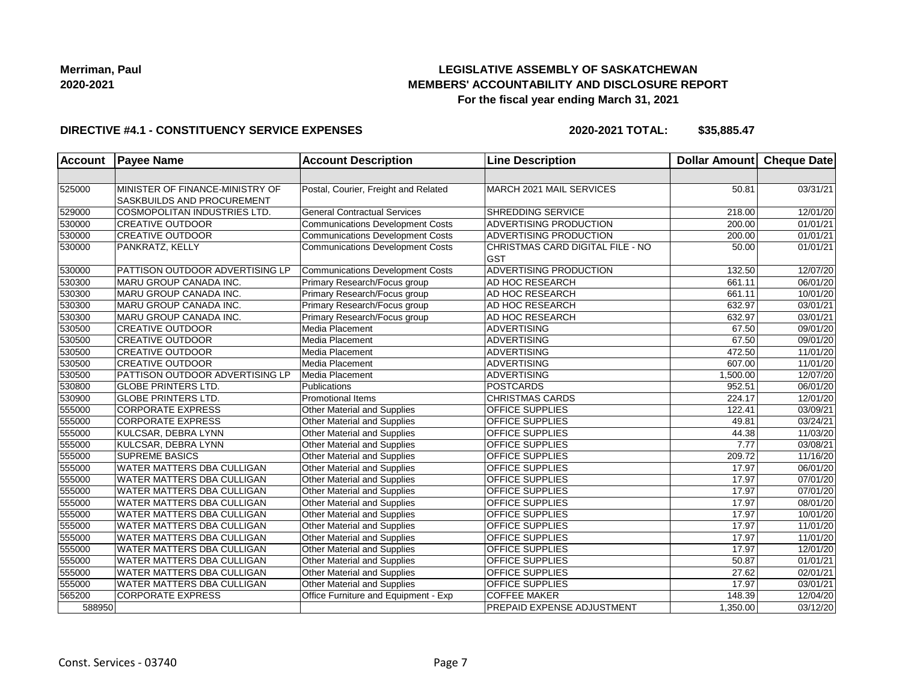**Merriman, Paul**
**2020-2021**

# LEGISLATIVE ASSEMBLY OF SASKATCHEWAN
## MEMBERS' ACCOUNTABILITY AND DISCLOSURE REPORT
### For the fiscal year ending March 31, 2021

**DIRECTIVE #4.1 - CONSTITUENCY SERVICE EXPENSES** **2020-2021 TOTAL: $35,885.47**

| Account | Payee Name | Account Description | Line Description | Dollar Amount | Cheque Date |
|---|---|---|---|---|---|
| | | | | | |
| 525000 | MINISTER OF FINANCE-MINISTRY OF SASKBUILDS AND PROCUREMENT | Postal, Courier, Freight and Related | MARCH 2021 MAIL SERVICES | 50.81 | 03/31/21 |
| 529000 | COSMOPOLITAN INDUSTRIES LTD. | General Contractual Services | SHREDDING SERVICE | 218.00 | 12/01/20 |
| 530000 | CREATIVE OUTDOOR | Communications Development Costs | ADVERTISING PRODUCTION | 200.00 | 01/01/21 |
| 530000 | CREATIVE OUTDOOR | Communications Development Costs | ADVERTISING PRODUCTION | 200.00 | 01/01/21 |
| 530000 | PANKRATZ, KELLY | Communications Development Costs | CHRISTMAS CARD DIGITAL FILE - NO GST | 50.00 | 01/01/21 |
| 530000 | PATTISON OUTDOOR ADVERTISING LP | Communications Development Costs | ADVERTISING PRODUCTION | 132.50 | 12/07/20 |
| 530300 | MARU GROUP CANADA INC. | Primary Research/Focus group | AD HOC RESEARCH | 661.11 | 06/01/20 |
| 530300 | MARU GROUP CANADA INC. | Primary Research/Focus group | AD HOC RESEARCH | 661.11 | 10/01/20 |
| 530300 | MARU GROUP CANADA INC. | Primary Research/Focus group | AD HOC RESEARCH | 632.97 | 03/01/21 |
| 530300 | MARU GROUP CANADA INC. | Primary Research/Focus group | AD HOC RESEARCH | 632.97 | 03/01/21 |
| 530500 | CREATIVE OUTDOOR | Media Placement | ADVERTISING | 67.50 | 09/01/20 |
| 530500 | CREATIVE OUTDOOR | Media Placement | ADVERTISING | 67.50 | 09/01/20 |
| 530500 | CREATIVE OUTDOOR | Media Placement | ADVERTISING | 472.50 | 11/01/20 |
| 530500 | CREATIVE OUTDOOR | Media Placement | ADVERTISING | 607.00 | 11/01/20 |
| 530500 | PATTISON OUTDOOR ADVERTISING LP | Media Placement | ADVERTISING | 1,500.00 | 12/07/20 |
| 530800 | GLOBE PRINTERS LTD. | Publications | POSTCARDS | 952.51 | 06/01/20 |
| 530900 | GLOBE PRINTERS LTD. | Promotional Items | CHRISTMAS CARDS | 224.17 | 12/01/20 |
| 555000 | CORPORATE EXPRESS | Other Material and Supplies | OFFICE SUPPLIES | 122.41 | 03/09/21 |
| 555000 | CORPORATE EXPRESS | Other Material and Supplies | OFFICE SUPPLIES | 49.81 | 03/24/21 |
| 555000 | KULCSAR, DEBRA LYNN | Other Material and Supplies | OFFICE SUPPLIES | 44.38 | 11/03/20 |
| 555000 | KULCSAR, DEBRA LYNN | Other Material and Supplies | OFFICE SUPPLIES | 7.77 | 03/08/21 |
| 555000 | SUPREME BASICS | Other Material and Supplies | OFFICE SUPPLIES | 209.72 | 11/16/20 |
| 555000 | WATER MATTERS DBA CULLIGAN | Other Material and Supplies | OFFICE SUPPLIES | 17.97 | 06/01/20 |
| 555000 | WATER MATTERS DBA CULLIGAN | Other Material and Supplies | OFFICE SUPPLIES | 17.97 | 07/01/20 |
| 555000 | WATER MATTERS DBA CULLIGAN | Other Material and Supplies | OFFICE SUPPLIES | 17.97 | 07/01/20 |
| 555000 | WATER MATTERS DBA CULLIGAN | Other Material and Supplies | OFFICE SUPPLIES | 17.97 | 08/01/20 |
| 555000 | WATER MATTERS DBA CULLIGAN | Other Material and Supplies | OFFICE SUPPLIES | 17.97 | 10/01/20 |
| 555000 | WATER MATTERS DBA CULLIGAN | Other Material and Supplies | OFFICE SUPPLIES | 17.97 | 11/01/20 |
| 555000 | WATER MATTERS DBA CULLIGAN | Other Material and Supplies | OFFICE SUPPLIES | 17.97 | 11/01/20 |
| 555000 | WATER MATTERS DBA CULLIGAN | Other Material and Supplies | OFFICE SUPPLIES | 17.97 | 12/01/20 |
| 555000 | WATER MATTERS DBA CULLIGAN | Other Material and Supplies | OFFICE SUPPLIES | 50.87 | 01/01/21 |
| 555000 | WATER MATTERS DBA CULLIGAN | Other Material and Supplies | OFFICE SUPPLIES | 27.62 | 02/01/21 |
| 555000 | WATER MATTERS DBA CULLIGAN | Other Material and Supplies | OFFICE SUPPLIES | 17.97 | 03/01/21 |
| 565200 | CORPORATE EXPRESS | Office Furniture and Equipment - Exp | COFFEE MAKER | 148.39 | 12/04/20 |
| 588950 | | | PREPAID EXPENSE ADJUSTMENT | 1,350.00 | 03/12/20 |

Const. Services - 03740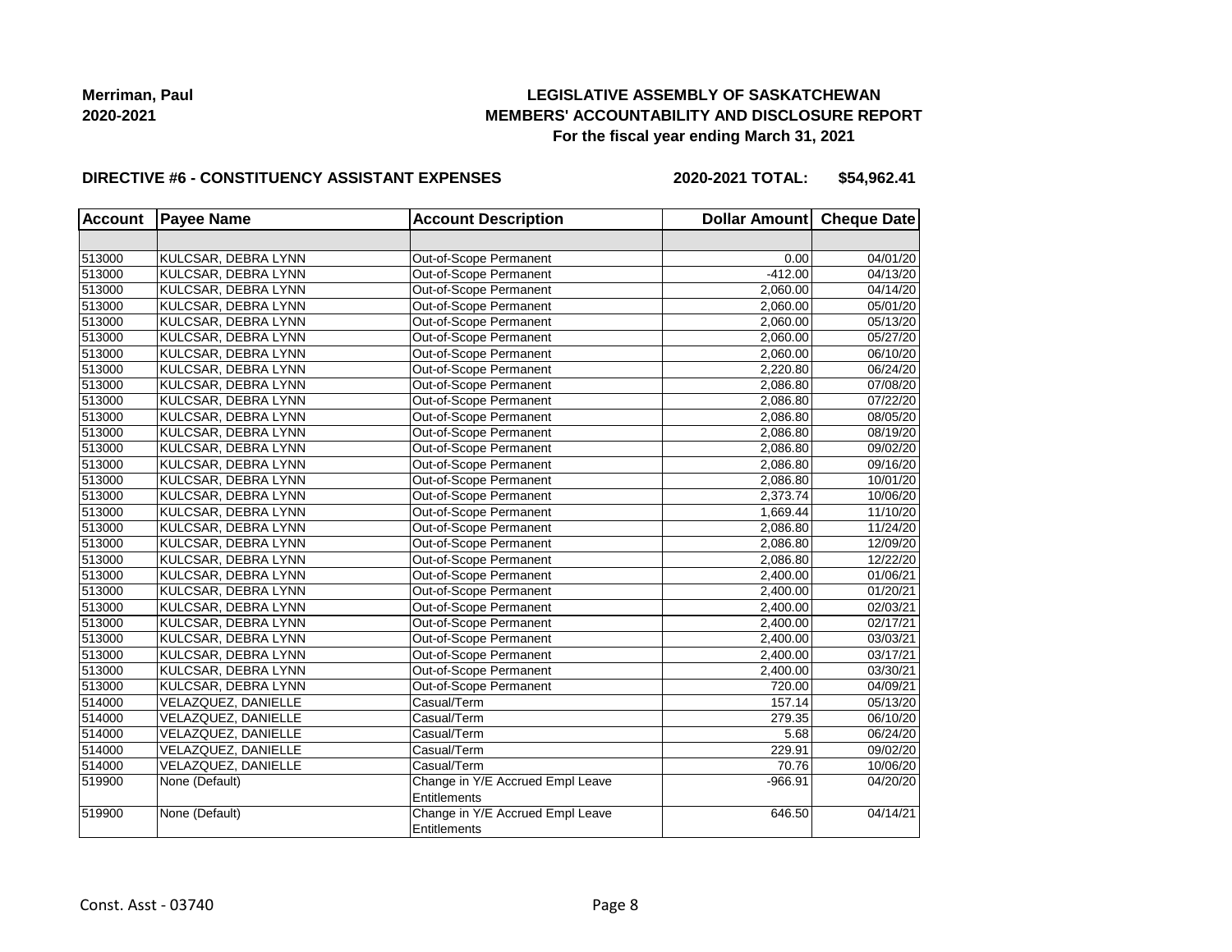**Merriman, Paul**
**2020-2021**

# LEGISLATIVE ASSEMBLY OF SASKATCHEWAN
## MEMBERS' ACCOUNTABILITY AND DISCLOSURE REPORT
### For the fiscal year ending March 31, 2021

**DIRECTIVE #6 - CONSTITUENCY ASSISTANT EXPENSES** **2020-2021 TOTAL: $54,962.41**

| Account | Payee Name | Account Description | Dollar Amount | Cheque Date |
|---|---|---|---|---|
| | | | | |
| 513000 | KULCSAR, DEBRA LYNN | Out-of-Scope Permanent | 0.00 | 04/01/20 |
| 513000 | KULCSAR, DEBRA LYNN | Out-of-Scope Permanent | -412.00 | 04/13/20 |
| 513000 | KULCSAR, DEBRA LYNN | Out-of-Scope Permanent | 2,060.00 | 04/14/20 |
| 513000 | KULCSAR, DEBRA LYNN | Out-of-Scope Permanent | 2,060.00 | 05/01/20 |
| 513000 | KULCSAR, DEBRA LYNN | Out-of-Scope Permanent | 2,060.00 | 05/13/20 |
| 513000 | KULCSAR, DEBRA LYNN | Out-of-Scope Permanent | 2,060.00 | 05/27/20 |
| 513000 | KULCSAR, DEBRA LYNN | Out-of-Scope Permanent | 2,060.00 | 06/10/20 |
| 513000 | KULCSAR, DEBRA LYNN | Out-of-Scope Permanent | 2,220.80 | 06/24/20 |
| 513000 | KULCSAR, DEBRA LYNN | Out-of-Scope Permanent | 2,086.80 | 07/08/20 |
| 513000 | KULCSAR, DEBRA LYNN | Out-of-Scope Permanent | 2,086.80 | 07/22/20 |
| 513000 | KULCSAR, DEBRA LYNN | Out-of-Scope Permanent | 2,086.80 | 08/05/20 |
| 513000 | KULCSAR, DEBRA LYNN | Out-of-Scope Permanent | 2,086.80 | 08/19/20 |
| 513000 | KULCSAR, DEBRA LYNN | Out-of-Scope Permanent | 2,086.80 | 09/02/20 |
| 513000 | KULCSAR, DEBRA LYNN | Out-of-Scope Permanent | 2,086.80 | 09/16/20 |
| 513000 | KULCSAR, DEBRA LYNN | Out-of-Scope Permanent | 2,086.80 | 10/01/20 |
| 513000 | KULCSAR, DEBRA LYNN | Out-of-Scope Permanent | 2,373.74 | 10/06/20 |
| 513000 | KULCSAR, DEBRA LYNN | Out-of-Scope Permanent | 1,669.44 | 11/10/20 |
| 513000 | KULCSAR, DEBRA LYNN | Out-of-Scope Permanent | 2,086.80 | 11/24/20 |
| 513000 | KULCSAR, DEBRA LYNN | Out-of-Scope Permanent | 2,086.80 | 12/09/20 |
| 513000 | KULCSAR, DEBRA LYNN | Out-of-Scope Permanent | 2,086.80 | 12/22/20 |
| 513000 | KULCSAR, DEBRA LYNN | Out-of-Scope Permanent | 2,400.00 | 01/06/21 |
| 513000 | KULCSAR, DEBRA LYNN | Out-of-Scope Permanent | 2,400.00 | 01/20/21 |
| 513000 | KULCSAR, DEBRA LYNN | Out-of-Scope Permanent | 2,400.00 | 02/03/21 |
| 513000 | KULCSAR, DEBRA LYNN | Out-of-Scope Permanent | 2,400.00 | 02/17/21 |
| 513000 | KULCSAR, DEBRA LYNN | Out-of-Scope Permanent | 2,400.00 | 03/03/21 |
| 513000 | KULCSAR, DEBRA LYNN | Out-of-Scope Permanent | 2,400.00 | 03/17/21 |
| 513000 | KULCSAR, DEBRA LYNN | Out-of-Scope Permanent | 2,400.00 | 03/30/21 |
| 513000 | KULCSAR, DEBRA LYNN | Out-of-Scope Permanent | 720.00 | 04/09/21 |
| 514000 | VELAZQUEZ, DANIELLE | Casual/Term | 157.14 | 05/13/20 |
| 514000 | VELAZQUEZ, DANIELLE | Casual/Term | 279.35 | 06/10/20 |
| 514000 | VELAZQUEZ, DANIELLE | Casual/Term | 5.68 | 06/24/20 |
| 514000 | VELAZQUEZ, DANIELLE | Casual/Term | 229.91 | 09/02/20 |
| 514000 | VELAZQUEZ, DANIELLE | Casual/Term | 70.76 | 10/06/20 |
| 519900 | None (Default) | Change in Y/E Accrued Empl Leave Entitlements | -966.91 | 04/20/20 |
| 519900 | None (Default) | Change in Y/E Accrued Empl Leave Entitlements | 646.50 | 04/14/21 |

Const. Asst - 03740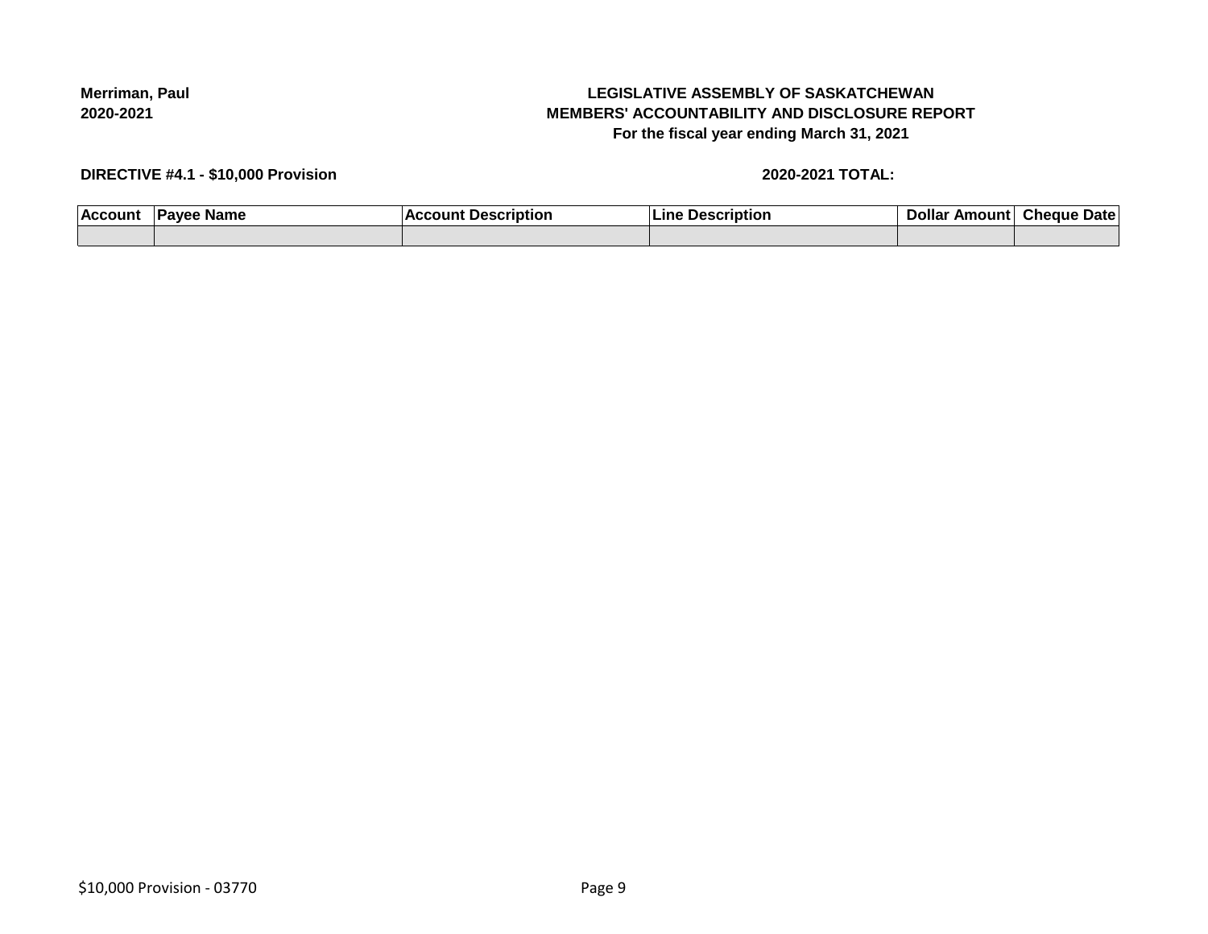**Merriman, Paul**
**2020-2021**

**LEGISLATIVE ASSEMBLY OF SASKATCHEWAN**
**MEMBERS' ACCOUNTABILITY AND DISCLOSURE REPORT**
**For the fiscal year ending March 31, 2021**

**DIRECTIVE #4.1 - $10,000 Provision**

**2020-2021 TOTAL:**

| Account | Payee Name | Account Description | Line Description | Dollar Amount | Cheque Date |
|---|---|---|---|---|---|
| | | | | | |

$10,000 Provision - 03770